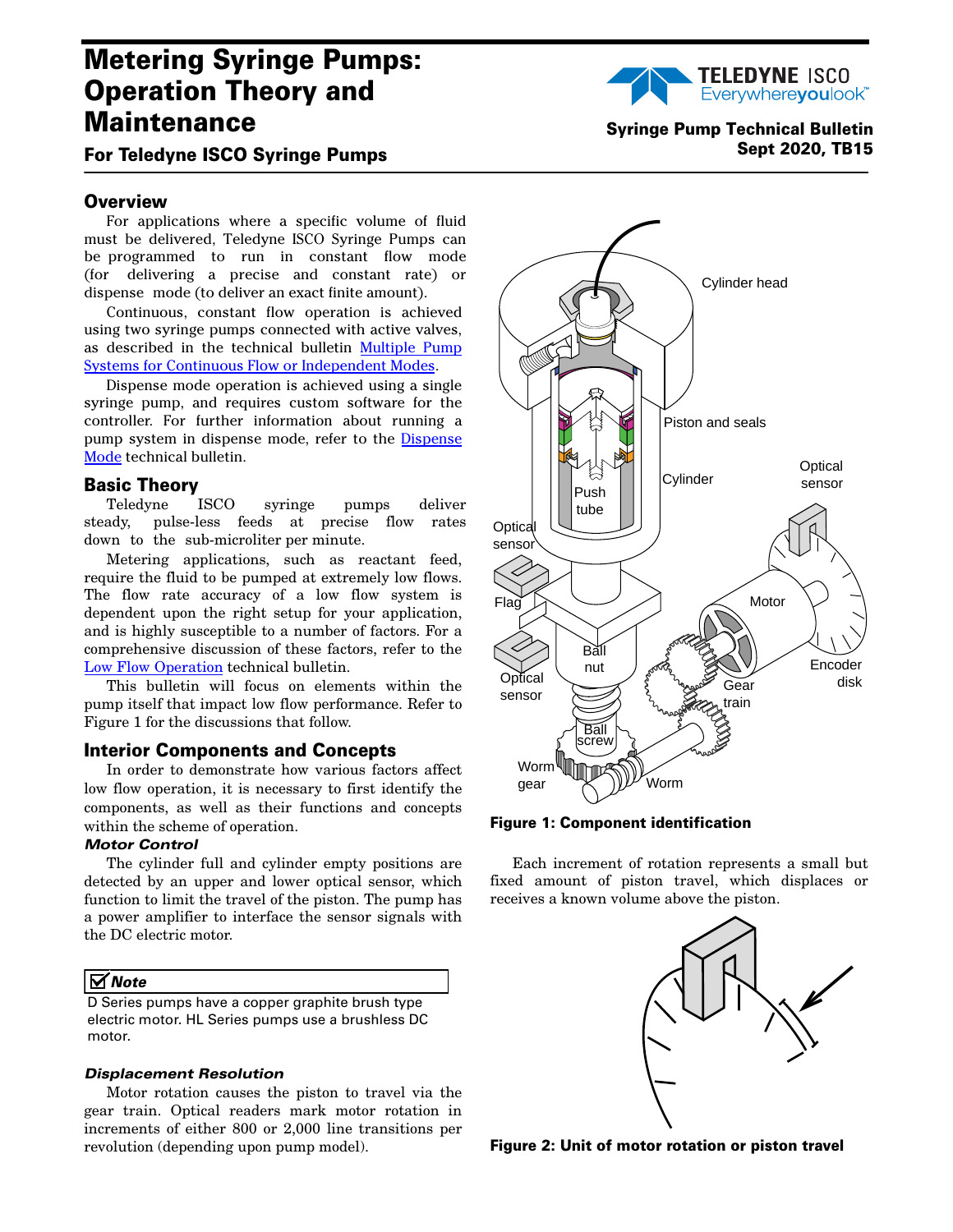# Metering Syringe Pumps: Operation Theory and Maintenance

## For Teledyne ISCO Syringe Pumps

**Syringe Pump Technical Bulletin**
**Sept 2020, TB15**

## Overview

For applications where a specific volume of fluid must be delivered, Teledyne ISCO Syringe Pumps can be programmed to run in constant flow mode (for delivering a precise and constant rate) or dispense mode (to deliver an exact finite amount).

Continuous, constant flow operation is achieved using two syringe pumps connected with active valves, as described in the technical bulletin Multiple Pump Systems for Continuous Flow or Independent Modes.

Dispense mode operation is achieved using a single syringe pump, and requires custom software for the controller. For further information about running a pump system in dispense mode, refer to the Dispense Mode technical bulletin.

## Basic Theory

Teledyne ISCO syringe pumps deliver steady, pulse-less feeds at precise flow rates down to the sub-microliter per minute.

Metering applications, such as reactant feed, require the fluid to be pumped at extremely low flows. The flow rate accuracy of a low flow system is dependent upon the right setup for your application, and is highly susceptible to a number of factors. For a comprehensive discussion of these factors, refer to the Low Flow Operation technical bulletin.

This bulletin will focus on elements within the pump itself that impact low flow performance. Refer to Figure 1 for the discussions that follow.

## Interior Components and Concepts

In order to demonstrate how various factors affect low flow operation, it is necessary to first identify the components, as well as their functions and concepts within the scheme of operation.

### *Motor Control*

The cylinder full and cylinder empty positions are detected by an upper and lower optical sensor, which function to limit the travel of the piston. The pump has a power amplifier to interface the sensor signals with the DC electric motor.

> ☑ ***Note***
>
> D Series pumps have a copper graphite brush type electric motor. HL Series pumps use a brushless DC motor.

### *Displacement Resolution*

Motor rotation causes the piston to travel via the gear train. Optical readers mark motor rotation in increments of either 800 or 2,000 line transitions per revolution (depending upon pump model).

Cylinder head, Piston and seals, Cylinder, Push tube, Optical sensor, Optical sensor, Flag, Ball nut, Optical sensor, Motor, Encoder disk, Gear train, Ball screw, Worm gear, Worm

**Figure 1: Component identification**

Each increment of rotation represents a small but fixed amount of piston travel, which displaces or receives a known volume above the piston.

**Figure 2: Unit of motor rotation or piston travel**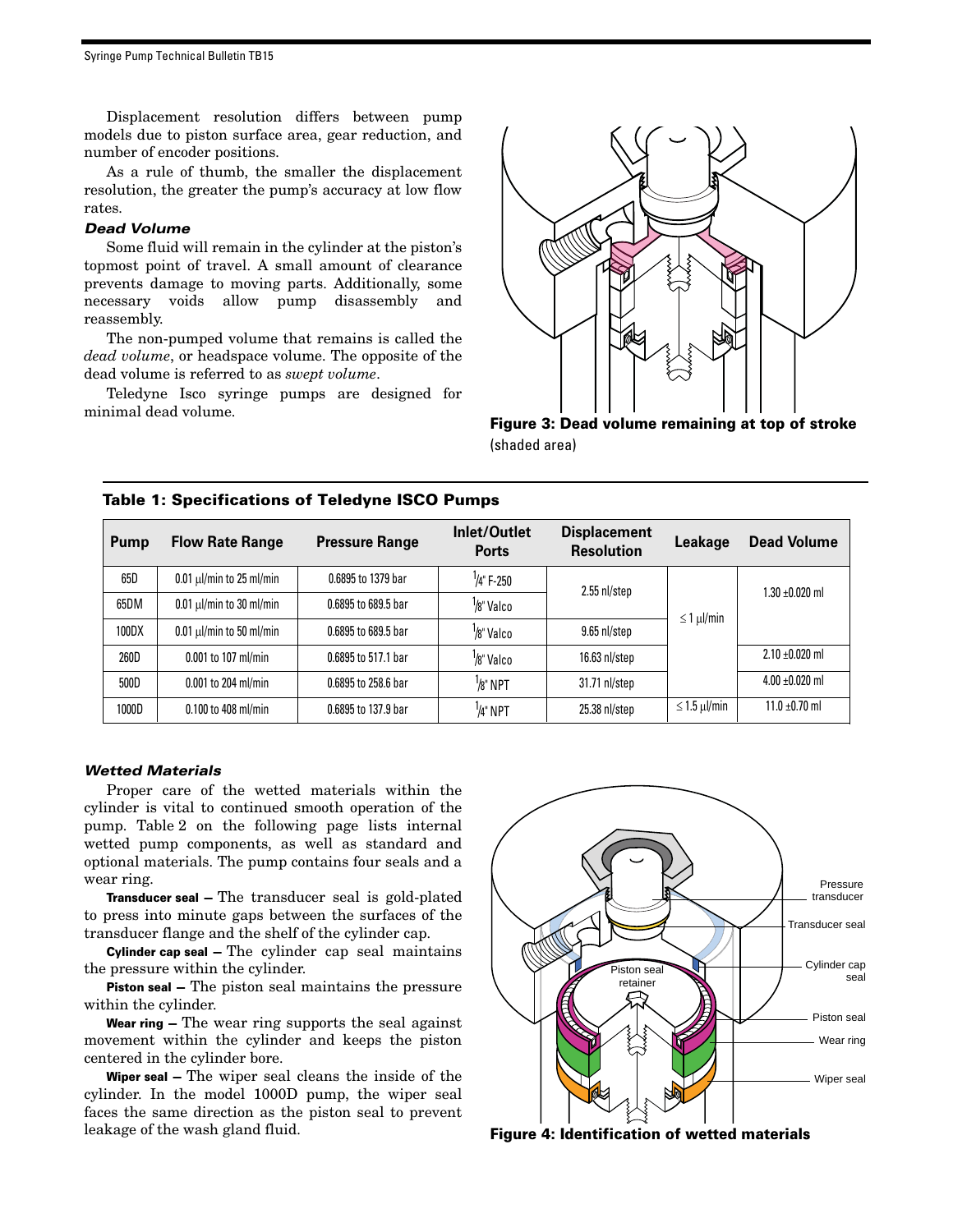Displacement resolution differs between pump models due to piston surface area, gear reduction, and number of encoder positions.

As a rule of thumb, the smaller the displacement resolution, the greater the pump's accuracy at low flow rates.

### *Dead Volume*

Some fluid will remain in the cylinder at the piston's topmost point of travel. A small amount of clearance prevents damage to moving parts. Additionally, some necessary voids allow pump disassembly and reassembly.

The non-pumped volume that remains is called the *dead volume*, or headspace volume. The opposite of the dead volume is referred to as *swept volume*.

Teledyne Isco syringe pumps are designed for minimal dead volume.

**Figure 3: Dead volume remaining at top of stroke** (shaded area)

**Table 1: Specifications of Teledyne ISCO Pumps**

| Pump | Flow Rate Range | Pressure Range | Inlet/Outlet Ports | Displacement Resolution | Leakage | Dead Volume |
|---|---|---|---|---|---|---|
| 65D | 0.01 μl/min to 25 ml/min | 0.6895 to 1379 bar | 1/4" F-250 | 2.55 nl/step | ≤ 1 μl/min | 1.30 ±0.020 ml |
| 65DM | 0.01 μl/min to 30 ml/min | 0.6895 to 689.5 bar | 1/8" Valco | 2.55 nl/step | ≤ 1 μl/min | 1.30 ±0.020 ml |
| 100DX | 0.01 μl/min to 50 ml/min | 0.6895 to 689.5 bar | 1/8" Valco | 9.65 nl/step | ≤ 1 μl/min | 1.30 ±0.020 ml |
| 260D | 0.001 to 107 ml/min | 0.6895 to 517.1 bar | 1/8" Valco | 16.63 nl/step | ≤ 1 μl/min | 2.10 ±0.020 ml |
| 500D | 0.001 to 204 ml/min | 0.6895 to 258.6 bar | 1/8" NPT | 31.71 nl/step | ≤ 1 μl/min | 4.00 ±0.020 ml |
| 1000D | 0.100 to 408 ml/min | 0.6895 to 137.9 bar | 1/4" NPT | 25.38 nl/step | ≤ 1.5 μl/min | 11.0 ±0.70 ml |

### *Wetted Materials*

Proper care of the wetted materials within the cylinder is vital to continued smooth operation of the pump. Table 2 on the following page lists internal wetted pump components, as well as standard and optional materials. The pump contains four seals and a wear ring.

**Transducer seal –** The transducer seal is gold-plated to press into minute gaps between the surfaces of the transducer flange and the shelf of the cylinder cap.

**Cylinder cap seal –** The cylinder cap seal maintains the pressure within the cylinder.

**Piston seal –** The piston seal maintains the pressure within the cylinder.

**Wear ring –** The wear ring supports the seal against movement within the cylinder and keeps the piston centered in the cylinder bore.

**Wiper seal –** The wiper seal cleans the inside of the cylinder. In the model 1000D pump, the wiper seal faces the same direction as the piston seal to prevent leakage of the wash gland fluid.

Pressure transducer

Transducer seal

Cylinder cap seal

Piston seal retainer

Piston seal

Wear ring

Wiper seal

**Figure 4: Identification of wetted materials**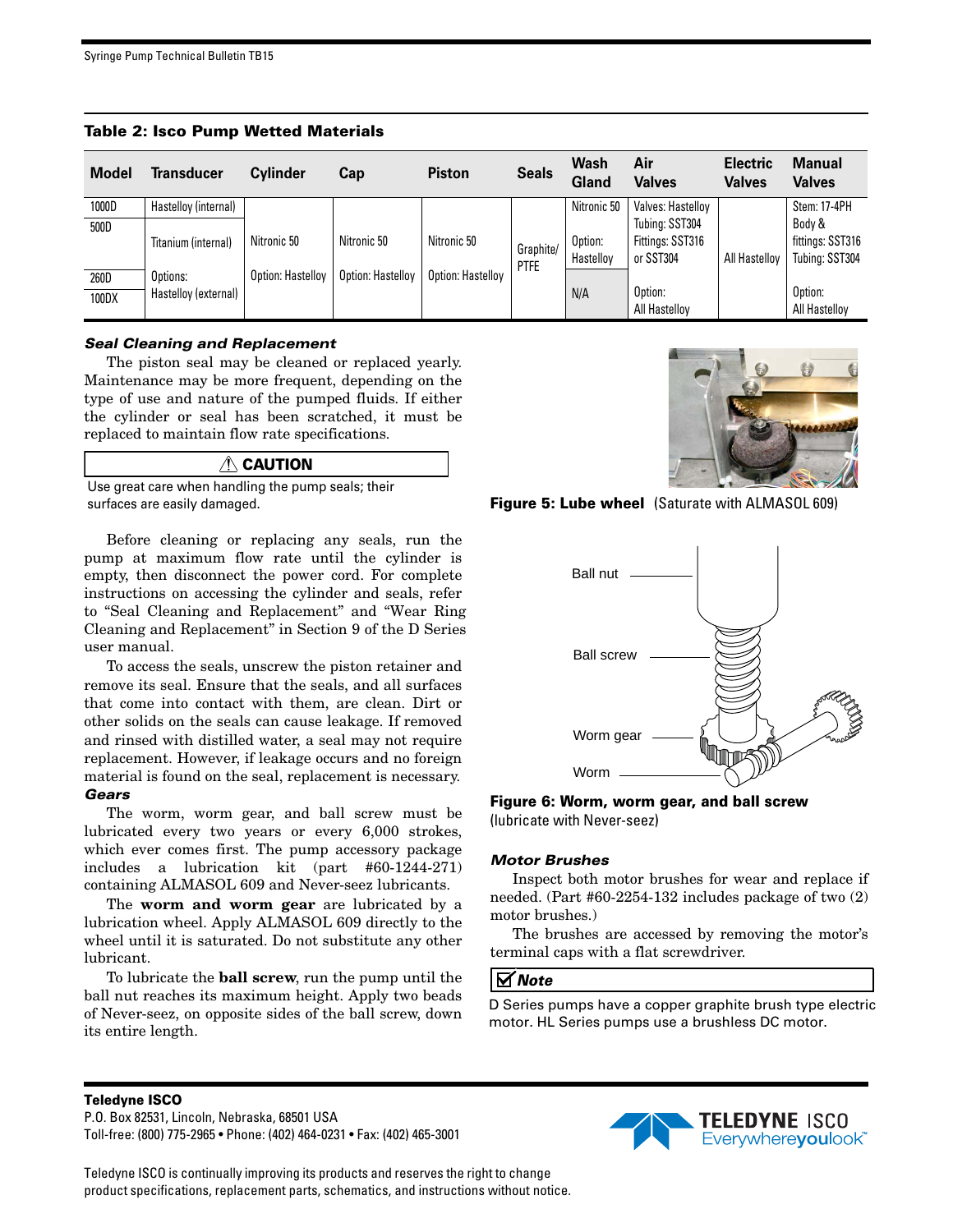### Table 2: Isco Pump Wetted Materials

| Model | Transducer | Cylinder | Cap | Piston | Seals | Wash Gland | Air Valves | Electric Valves | Manual Valves |
|---|---|---|---|---|---|---|---|---|---|
| 1000D | Hastelloy (internal) | Nitronic 50<br>Option: Hastelloy | Nitronic 50<br>Option: Hastelloy | Nitronic 50<br>Option: Hastelloy | Graphite/ PTFE | Nitronic 50 | Valves: Hastelloy<br>Tubing: SST304<br>Fittings: SST316 or SST304<br>Option: All Hastelloy | All Hastelloy | Stem: 17-4PH<br>Body & fittings: SST316<br>Tubing: SST304<br>Option: All Hastelloy |
| 500D | Titanium (internal) | | | | | Option: Hastelloy | | | |
| 260D | Options: Hastelloy (external) | | | | | N/A | | | |
| 100DX | | | | | | | | | |

### *Seal Cleaning and Replacement*

The piston seal may be cleaned or replaced yearly. Maintenance may be more frequent, depending on the type of use and nature of the pumped fluids. If either the cylinder or seal has been scratched, it must be replaced to maintain flow rate specifications.

> ⚠ **CAUTION**
>
> Use great care when handling the pump seals; their surfaces are easily damaged.

Before cleaning or replacing any seals, run the pump at maximum flow rate until the cylinder is empty, then disconnect the power cord. For complete instructions on accessing the cylinder and seals, refer to “Seal Cleaning and Replacement” and “Wear Ring Cleaning and Replacement” in Section 9 of the D Series user manual.

To access the seals, unscrew the piston retainer and remove its seal. Ensure that the seals, and all surfaces that come into contact with them, are clean. Dirt or other solids on the seals can cause leakage. If removed and rinsed with distilled water, a seal may not require replacement. However, if leakage occurs and no foreign material is found on the seal, replacement is necessary.

### *Gears*

The worm, worm gear, and ball screw must be lubricated every two years or every 6,000 strokes, which ever comes first. The pump accessory package includes a lubrication kit (part #60-1244-271) containing ALMASOL 609 and Never-seez lubricants.

The **worm and worm gear** are lubricated by a lubrication wheel. Apply ALMASOL 609 directly to the wheel until it is saturated. Do not substitute any other lubricant.

To lubricate the **ball screw**, run the pump until the ball nut reaches its maximum height. Apply two beads of Never-seez, on opposite sides of the ball screw, down its entire length.

**Figure 5: Lube wheel** (Saturate with ALMASOL 609)

Ball nut

Ball screw

Worm gear

Worm

**Figure 6: Worm, worm gear, and ball screw** (lubricate with Never-seez)

### *Motor Brushes*

Inspect both motor brushes for wear and replace if needed. (Part #60-2254-132 includes package of two (2) motor brushes.)

The brushes are accessed by removing the motor’s terminal caps with a flat screwdriver.

> ☑ ***Note***
>
> D Series pumps have a copper graphite brush type electric motor. HL Series pumps use a brushless DC motor.

**Teledyne ISCO**
P.O. Box 82531, Lincoln, Nebraska, 68501 USA
Toll-free: (800) 775-2965 • Phone: (402) 464-0231 • Fax: (402) 465-3001

TELEDYNE ISCO
Everywhereyoulook™

Teledyne ISCO is continually improving its products and reserves the right to change product specifications, replacement parts, schematics, and instructions without notice.